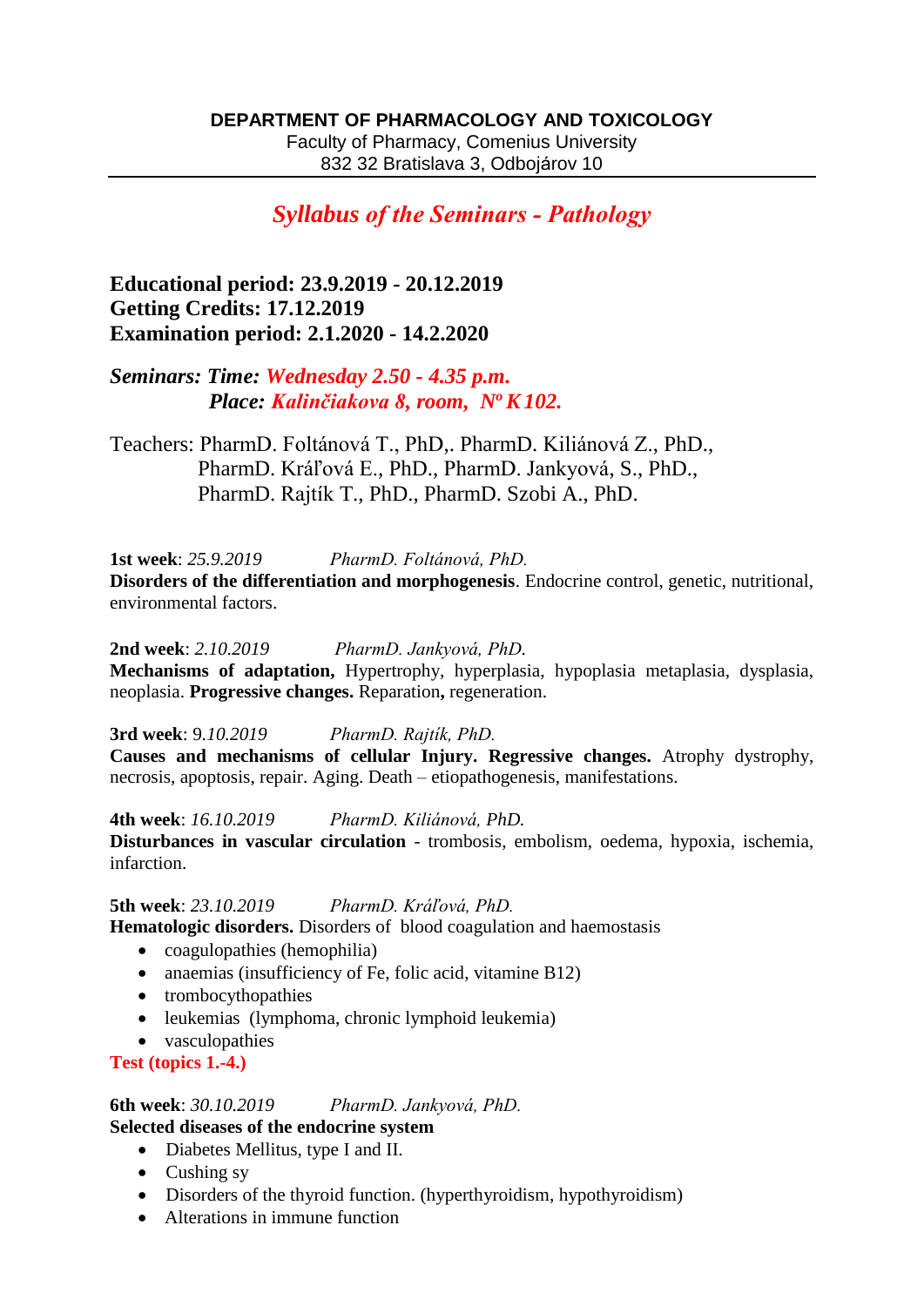**DEPARTMENT OF PHARMACOLOGY AND TOXICOLOGY**
Faculty of Pharmacy, Comenius University
832 32 Bratislava 3, Odbojárov 10

# *Syllabus of the Seminars - Pathology*

**Educational period: 23.9.2019 - 20.12.2019**
**Getting Credits: 17.12.2019**
**Examination period: 2.1.2020 - 14.2.2020**

***Seminars: Time: Wednesday 2.50 - 4.35 p.m.***
***Place: Kalinčiakova 8, room, Nº K102.***

Teachers: PharmD. Foltánová T., PhD,. PharmD. Kiliánová Z., PhD., PharmD. Kráľová E., PhD., PharmD. Jankyová, S., PhD., PharmD. Rajtík T., PhD., PharmD. Szobi A., PhD.

**1st week**: *25.9.2019* *PharmD. Foltánová, PhD.*
**Disorders of the differentiation and morphogenesis**. Endocrine control, genetic, nutritional, environmental factors.

**2nd week**: *2.10.2019* *PharmD. Jankyová, PhD.*
**Mechanisms of adaptation,** Hypertrophy, hyperplasia, hypoplasia metaplasia, dysplasia, neoplasia. **Progressive changes.** Reparation**,** regeneration.

**3rd week**: 9*.10.2019* *PharmD. Rajtík, PhD.*
**Causes and mechanisms of cellular Injury. Regressive changes.** Atrophy dystrophy, necrosis, apoptosis, repair. Aging. Death – etiopathogenesis, manifestations.

**4th week**: *16.10.2019* *PharmD. Kiliánová, PhD.*
**Disturbances in vascular circulation** - trombosis, embolism, oedema, hypoxia, ischemia, infarction.

**5th week**: *23.10.2019* *PharmD. Kráľová, PhD.*
**Hematologic disorders.** Disorders of blood coagulation and haemostasis

- coagulopathies (hemophilia)
- anaemias (insufficiency of Fe, folic acid, vitamine B12)
- trombocythopathies
- leukemias (lymphoma, chronic lymphoid leukemia)
- vasculopathies

**Test (topics 1.-4.)**

**6th week**: *30.10.2019* *PharmD. Jankyová, PhD.*
**Selected diseases of the endocrine system**

- Diabetes Mellitus, type I and II.
- Cushing sy
- Disorders of the thyroid function. (hyperthyroidism, hypothyroidism)
- Alterations in immune function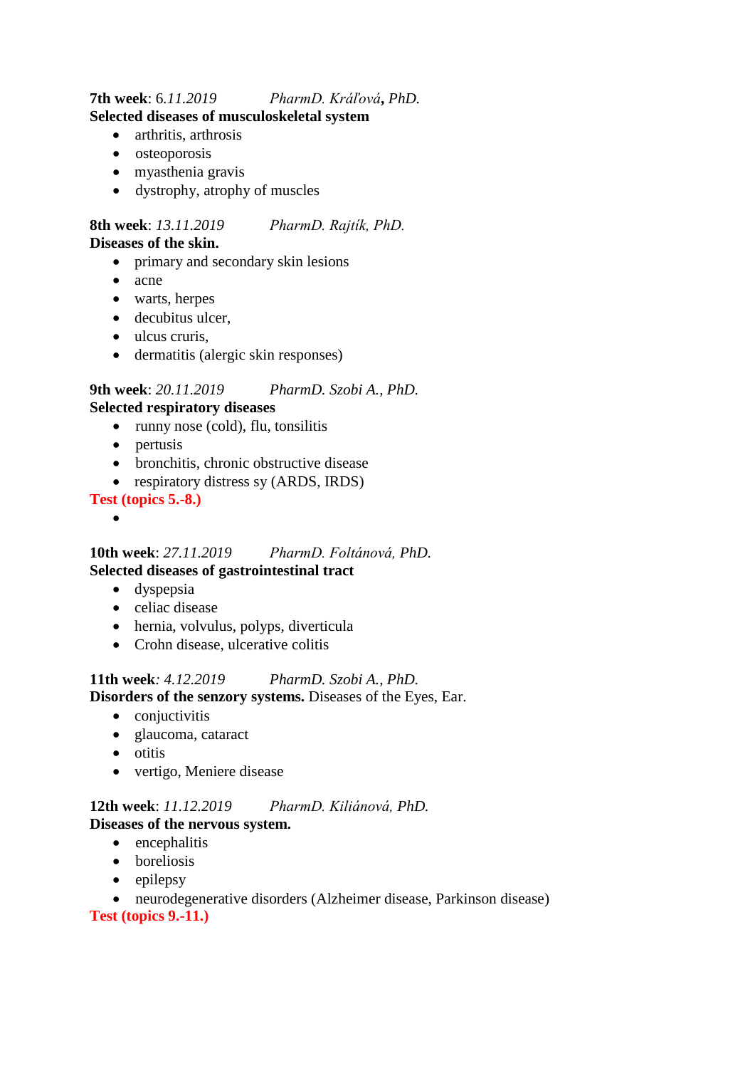**7th week**: 6.*11.2019* *PharmD. Kráľová***,** *PhD.*

**Selected diseases of musculoskeletal system**

- arthritis, arthrosis
- osteoporosis
- myasthenia gravis
- dystrophy, atrophy of muscles

**8th week**: *13.11.2019* *PharmD. Rajtík, PhD.*

**Diseases of the skin.**

- primary and secondary skin lesions
- acne
- warts, herpes
- decubitus ulcer,
- ulcus cruris,
- dermatitis (alergic skin responses)

**9th week**: *20.11.2019* *PharmD. Szobi A., PhD.*

**Selected respiratory diseases**

- runny nose (cold), flu, tonsilitis
- pertusis
- bronchitis, chronic obstructive disease
- respiratory distress sy (ARDS, IRDS)

**Test (topics 5.-8.)**

- 

**10th week**: *27.11.2019* *PharmD. Foltánová, PhD.*

**Selected diseases of gastrointestinal tract**

- dyspepsia
- celiac disease
- hernia, volvulus, polyps, diverticula
- Crohn disease, ulcerative colitis

**11th week***: 4.12.2019* *PharmD. Szobi A., PhD.*

**Disorders of the senzory systems.** Diseases of the Eyes, Ear.

- conjuctivitis
- glaucoma, cataract
- otitis
- vertigo, Meniere disease

**12th week**: *11.12.2019* *PharmD. Kiliánová, PhD.*

**Diseases of the nervous system.**

- encephalitis
- boreliosis
- epilepsy
- neurodegenerative disorders (Alzheimer disease, Parkinson disease)

**Test (topics 9.-11.)**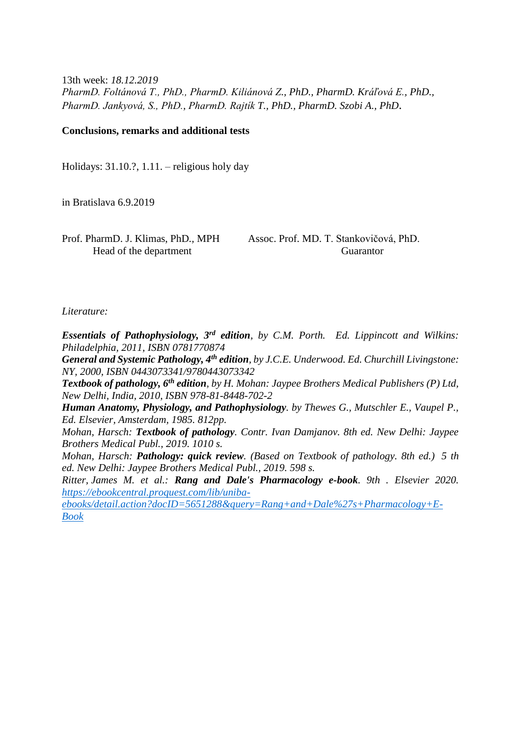13th week: *18.12.2019*
*PharmD. Foltánová T., PhD., PharmD. Kiliánová Z., PhD., PharmD. Kráľová E., PhD., PharmD. Jankyová, S., PhD., PharmD. Rajtík T., PhD., PharmD. Szobi A., PhD.*

**Conclusions, remarks and additional tests**

Holidays: 31.10.?, 1.11. – religious holy day

in Bratislava 6.9.2019

Prof. PharmD. J. Klimas, PhD., MPH
Head of the department

Assoc. Prof. MD. T. Stankovičová, PhD.
Guarantor

*Literature:*

***Essentials of Pathophysiology, 3rd edition**, by C.M. Porth. Ed. Lippincott and Wilkins: Philadelphia, 2011, ISBN 0781770874*
***General and Systemic Pathology, 4th edition**, by J.C.E. Underwood. Ed. Churchill Livingstone: NY, 2000, ISBN 0443073341/9780443073342*
***Textbook of pathology, 6th edition**, by H. Mohan: Jaypee Brothers Medical Publishers (P) Ltd, New Delhi, India, 2010, ISBN 978-81-8448-702-2*
***Human Anatomy, Physiology, and Pathophysiology**. by Thewes G., Mutschler E., Vaupel P., Ed. Elsevier, Amsterdam, 1985. 812pp.*
*Mohan, Harsch: **Textbook of pathology**. Contr. Ivan Damjanov. 8th ed. New Delhi: Jaypee Brothers Medical Publ., 2019. 1010 s.*
*Mohan, Harsch: **Pathology: quick review**. (Based on Textbook of pathology. 8th ed.) 5 th ed. New Delhi: Jaypee Brothers Medical Publ., 2019. 598 s.*
*Ritter, James M. et al.: **Rang and Dale's Pharmacology e-book**. 9th . Elsevier 2020.* [https://ebookcentral.proquest.com/lib/uniba-ebooks/detail.action?docID=5651288&query=Rang+and+Dale%27s+Pharmacology+E-Book](https://ebookcentral.proquest.com/lib/uniba-ebooks/detail.action?docID=5651288&query=Rang+and+Dale%27s+Pharmacology+E-Book)